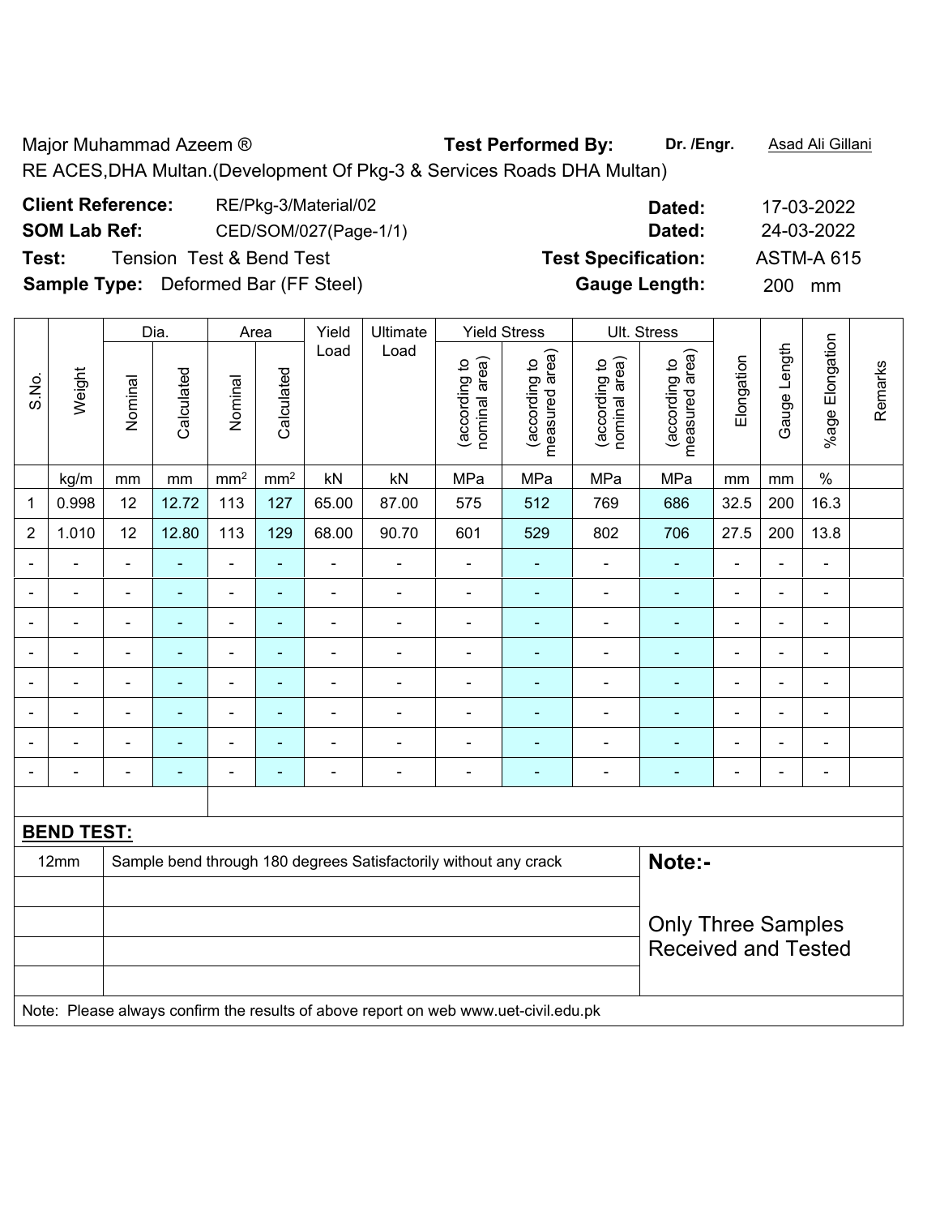Major Muhammad Azeem ® **Test Performed By:** **Dr. /Engr.** Asad Ali Gillani

RE ACES,DHA Multan.(Development Of Pkg-3 & Services Roads DHA Multan)

**Client Reference:** RE/Pkg-3/Material/02 **Dated:** 17-03-2022

**SOM Lab Ref:** CED/SOM/027(Page-1/1) **Dated:** 24-03-2022

**Test:** Tension Test & Bend Test **Test Specification:** ASTM-A 615

**Sample Type:** Deformed Bar (FF Steel) **Gauge Length:** 200 mm

| S.No. | Weight | Dia. | | Area | | Yield Load | Ultimate Load | Yield Stress | | Ult. Stress | | Elongation | Gauge Length | %age Elongation | Remarks |
|---|---|---|---|---|---|---|---|---|---|---|---|---|---|---|---|
| | | Nominal | Calculated | Nominal | Calculated | | | (according to nominal area) | (according to measured area) | (according to nominal area) | (according to measured area) | | | | |
| | kg/m | mm | mm | mm² | mm² | kN | kN | MPa | MPa | MPa | MPa | mm | mm | % | |
| 1 | 0.998 | 12 | 12.72 | 113 | 127 | 65.00 | 87.00 | 575 | 512 | 769 | 686 | 32.5 | 200 | 16.3 | |
| 2 | 1.010 | 12 | 12.80 | 113 | 129 | 68.00 | 90.70 | 601 | 529 | 802 | 706 | 27.5 | 200 | 13.8 | |
| - | - | - | - | - | - | - | - | - | - | - | - | - | - | - | |
| - | - | - | - | - | - | - | - | - | - | - | - | - | - | - | |
| - | - | - | - | - | - | - | - | - | - | - | - | - | - | - | |
| - | - | - | - | - | - | - | - | - | - | - | - | - | - | - | |
| - | - | - | - | - | - | - | - | - | - | - | - | - | - | - | |
| - | - | - | - | - | - | - | - | - | - | - | - | - | - | - | |
| - | - | - | - | - | - | - | - | - | - | - | - | - | - | - | |
| - | - | - | - | - | - | - | - | - | - | - | - | - | - | - | |

**BEND TEST:**

| | | |
|---|---|---|
| 12mm | Sample bend through 180 degrees Satisfactorily without any crack | **Note:-** Only Three Samples Received and Tested |

Note: Please always confirm the results of above report on web www.uet-civil.edu.pk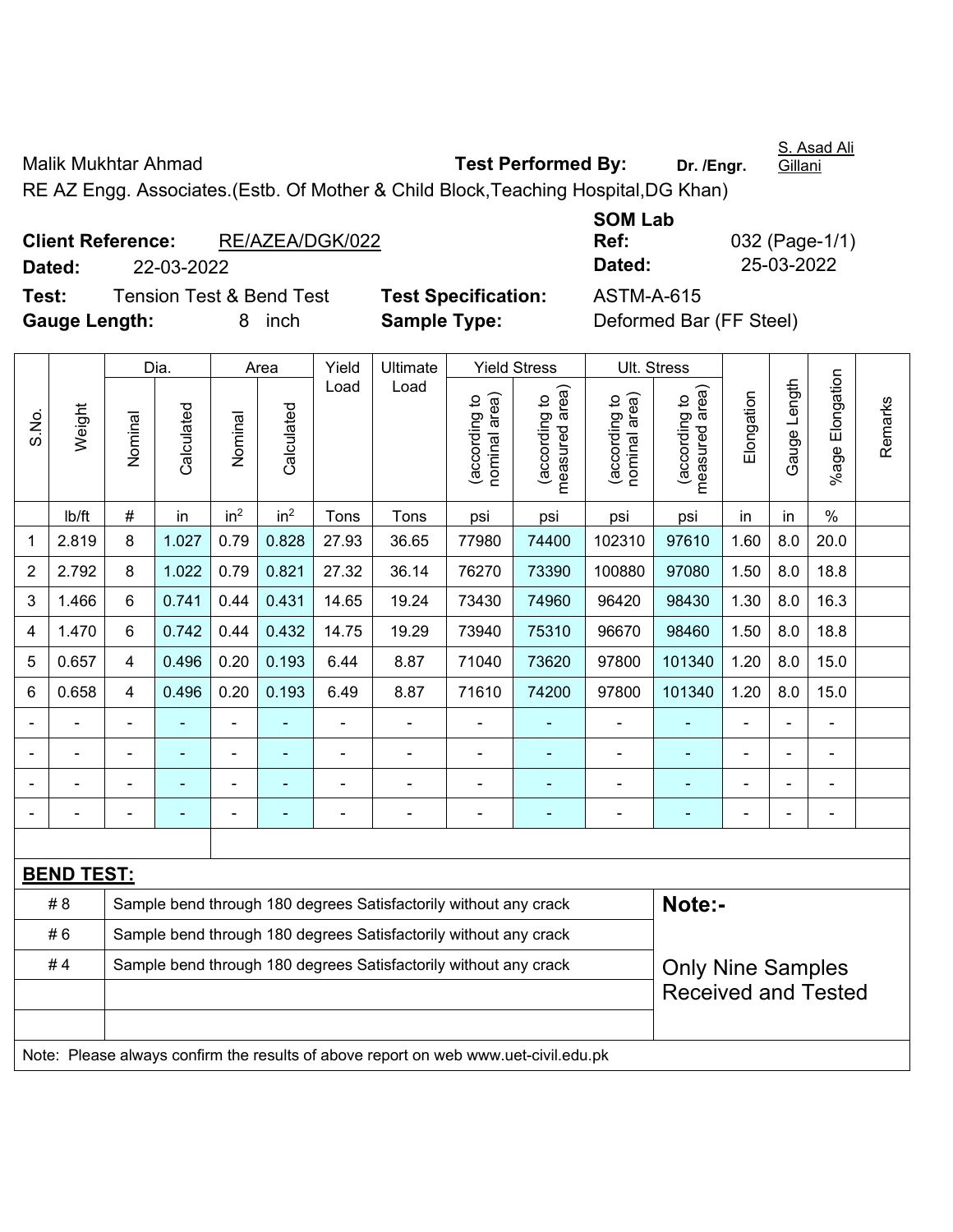Malik Mukhtar Ahmad **Test Performed By:** **Dr. /Engr.** S. Asad Ali Gillani

RE AZ Engg. Associates.(Estb. Of Mother & Child Block,Teaching Hospital,DG Khan)

**Client Reference:** RE/AZEA/DGK/022 **SOM Lab Ref:** 032 (Page-1/1)

**Dated:** 22-03-2022 **Dated:** 25-03-2022

**Test:** Tension Test & Bend Test **Test Specification:** ASTM-A-615

**Gauge Length:** 8 inch **Sample Type:** Deformed Bar (FF Steel)

| S.No. | Weight | Dia. | | Area | | Yield Load | Ultimate Load | Yield Stress | | Ult. Stress | | Elongation | Gauge Length | %age Elongation | Remarks |
|---|---|---|---|---|---|---|---|---|---|---|---|---|---|---|---|
| | | Nominal | Calculated | Nominal | Calculated | | | (according to nominal area) | (according to measured area) | (according to nominal area) | (according to measured area) | | | | |
| | lb/ft | # | in | $in^2$ | $in^2$ | Tons | Tons | psi | psi | psi | psi | in | in | % | |
| 1 | 2.819 | 8 | 1.027 | 0.79 | 0.828 | 27.93 | 36.65 | 77980 | 74400 | 102310 | 97610 | 1.60 | 8.0 | 20.0 | |
| 2 | 2.792 | 8 | 1.022 | 0.79 | 0.821 | 27.32 | 36.14 | 76270 | 73390 | 100880 | 97080 | 1.50 | 8.0 | 18.8 | |
| 3 | 1.466 | 6 | 0.741 | 0.44 | 0.431 | 14.65 | 19.24 | 73430 | 74960 | 96420 | 98430 | 1.30 | 8.0 | 16.3 | |
| 4 | 1.470 | 6 | 0.742 | 0.44 | 0.432 | 14.75 | 19.29 | 73940 | 75310 | 96670 | 98460 | 1.50 | 8.0 | 18.8 | |
| 5 | 0.657 | 4 | 0.496 | 0.20 | 0.193 | 6.44 | 8.87 | 71040 | 73620 | 97800 | 101340 | 1.20 | 8.0 | 15.0 | |
| 6 | 0.658 | 4 | 0.496 | 0.20 | 0.193 | 6.49 | 8.87 | 71610 | 74200 | 97800 | 101340 | 1.20 | 8.0 | 15.0 | |
| - | - | - | - | - | - | - | - | - | - | - | - | - | - | - | |
| - | - | - | - | - | - | - | - | - | - | - | - | - | - | - | |
| - | - | - | - | - | - | - | - | - | - | - | - | - | - | - | |
| - | - | - | - | - | - | - | - | - | - | - | - | - | - | - | |

**BEND TEST:**

| | | |
|---|---|---|
| # 8 | Sample bend through 180 degrees Satisfactorily without any crack | **Note:-** |
| # 6 | Sample bend through 180 degrees Satisfactorily without any crack | |
| # 4 | Sample bend through 180 degrees Satisfactorily without any crack | Only Nine Samples Received and Tested |

Note: Please always confirm the results of above report on web www.uet-civil.edu.pk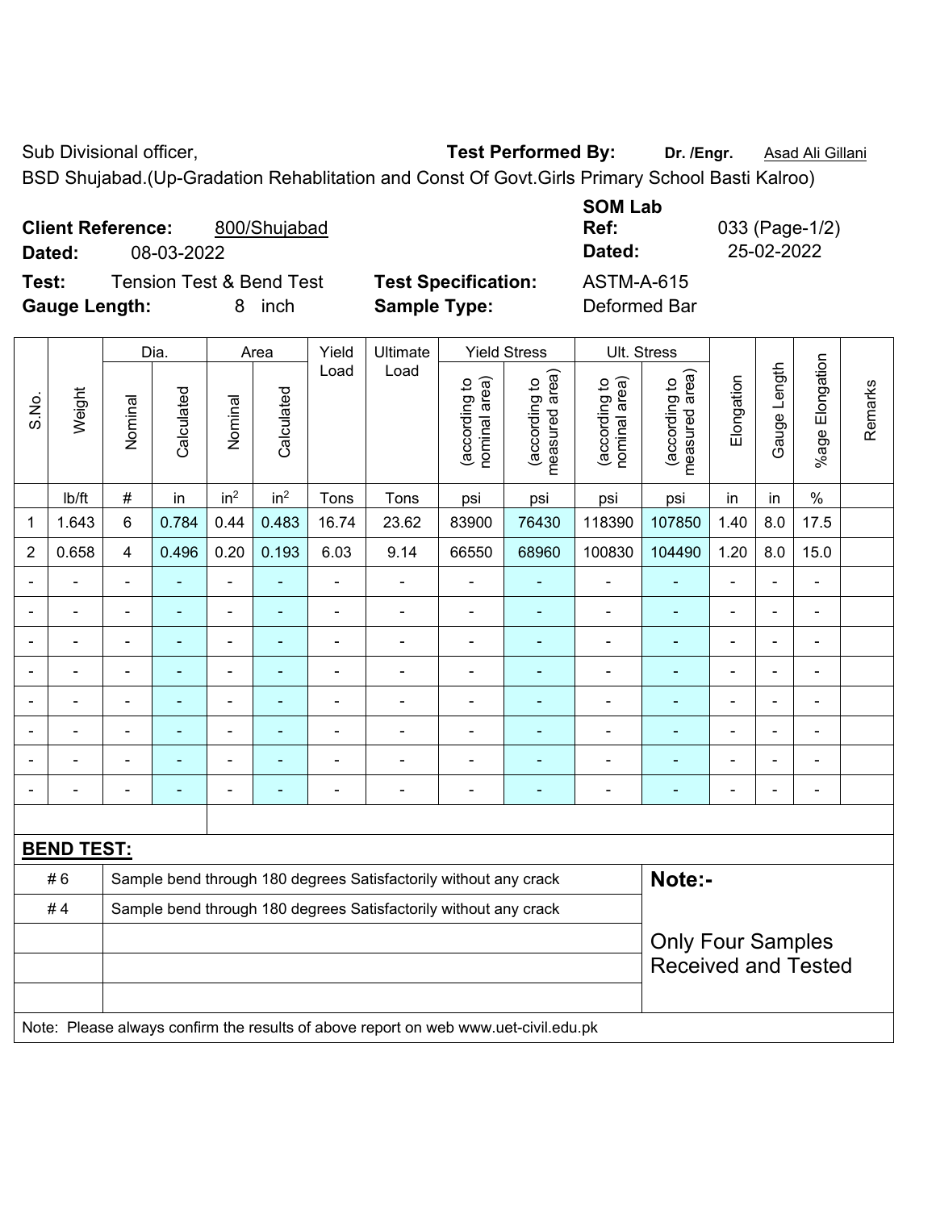Sub Divisional officer, **Test Performed By:** **Dr. /Engr.** Asad Ali Gillani

BSD Shujabad.(Up-Gradation Rehablitation and Const Of Govt.Girls Primary School Basti Kalroo)

**Client Reference:** 800/Shujabad

**Dated:** 08-03-2022

**SOM Lab Ref:** 033 (Page-1/2)

**Dated:** 25-02-2022

**Test:** Tension Test & Bend Test

**Test Specification:** ASTM-A-615

**Gauge Length:** 8 inch

**Sample Type:** Deformed Bar

| S.No. | Weight | Dia. | | Area | | Yield Load | Ultimate Load | Yield Stress | | Ult. Stress | | Elongation | Gauge Length | %age Elongation | Remarks |
|---|---|---|---|---|---|---|---|---|---|---|---|---|---|---|---|
| | | Nominal | Calculated | Nominal | Calculated | | | (according to nominal area) | (according to measured area) | (according to nominal area) | (according to measured area) | | | | |
| | lb/ft | # | in | in$^2$ | in$^2$ | Tons | Tons | psi | psi | psi | psi | in | in | % | |
| 1 | 1.643 | 6 | 0.784 | 0.44 | 0.483 | 16.74 | 23.62 | 83900 | 76430 | 118390 | 107850 | 1.40 | 8.0 | 17.5 | |
| 2 | 0.658 | 4 | 0.496 | 0.20 | 0.193 | 6.03 | 9.14 | 66550 | 68960 | 100830 | 104490 | 1.20 | 8.0 | 15.0 | |
| - | - | - | - | - | - | - | - | - | - | - | - | - | - | - | |
| - | - | - | - | - | - | - | - | - | - | - | - | - | - | - | |
| - | - | - | - | - | - | - | - | - | - | - | - | - | - | - | |
| - | - | - | - | - | - | - | - | - | - | - | - | - | - | - | |
| - | - | - | - | - | - | - | - | - | - | - | - | - | - | - | |
| - | - | - | - | - | - | - | - | - | - | - | - | - | - | - | |
| - | - | - | - | - | - | - | - | - | - | - | - | - | - | - | |
| - | - | - | - | - | - | - | - | - | - | - | - | - | - | - | |

**BEND TEST:**

| | | |
|---|---|---|
| # 6 | Sample bend through 180 degrees Satisfactorily without any crack | **Note:-** |
| # 4 | Sample bend through 180 degrees Satisfactorily without any crack | Only Four Samples Received and Tested |

Note: Please always confirm the results of above report on web www.uet-civil.edu.pk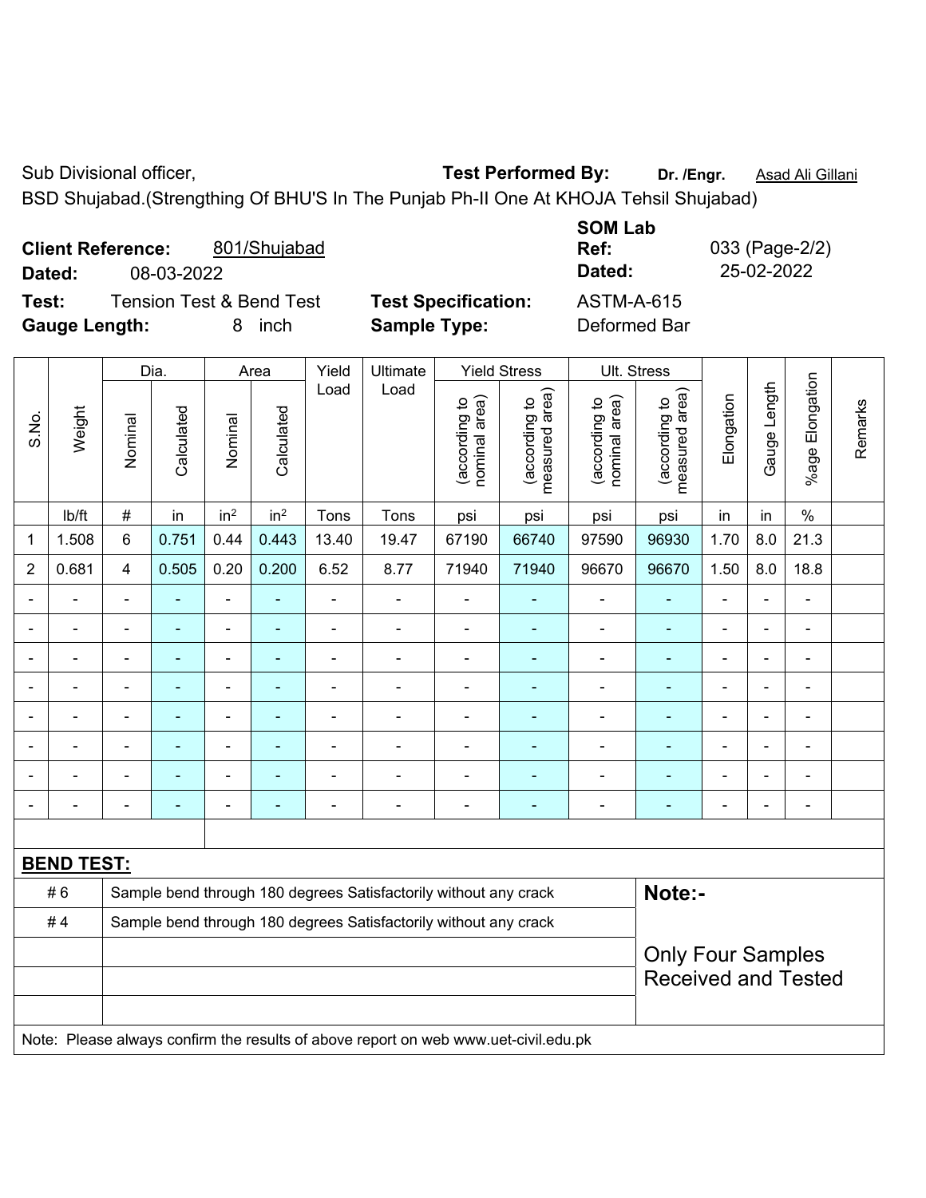Sub Divisional officer,

**Test Performed By:** **Dr. /Engr.** Asad Ali Gillani

BSD Shujabad.(Strengthing Of BHU'S In The Punjab Ph-II One At KHOJA Tehsil Shujabad)

**Client Reference:** 801/Shujabad

**Dated:** 08-03-2022

**SOM Lab Ref:** 033 (Page-2/2)

**Dated:** 25-02-2022

**Test:** Tension Test & Bend Test

**Test Specification:** ASTM-A-615

**Gauge Length:** 8 inch

**Sample Type:** Deformed Bar

| S.No. | Weight | Dia. | | Area | | Yield Load | Ultimate Load | Yield Stress | | Ult. Stress | | Elongation | Gauge Length | %age Elongation | Remarks |
|---|---|---|---|---|---|---|---|---|---|---|---|---|---|---|---|
| | | Nominal | Calculated | Nominal | Calculated | | | (according to nominal area) | (according to measured area) | (according to nominal area) | (according to measured area) | | | | |
| | lb/ft | # | in | $in^2$ | $in^2$ | Tons | Tons | psi | psi | psi | psi | in | in | % | |
| 1 | 1.508 | 6 | 0.751 | 0.44 | 0.443 | 13.40 | 19.47 | 67190 | 66740 | 97590 | 96930 | 1.70 | 8.0 | 21.3 | |
| 2 | 0.681 | 4 | 0.505 | 0.20 | 0.200 | 6.52 | 8.77 | 71940 | 71940 | 96670 | 96670 | 1.50 | 8.0 | 18.8 | |
| - | - | - | - | - | - | - | - | - | - | - | - | - | - | - | |
| - | - | - | - | - | - | - | - | - | - | - | - | - | - | - | |
| - | - | - | - | - | - | - | - | - | - | - | - | - | - | - | |
| - | - | - | - | - | - | - | - | - | - | - | - | - | - | - | |
| - | - | - | - | - | - | - | - | - | - | - | - | - | - | - | |
| - | - | - | - | - | - | - | - | - | - | - | - | - | - | - | |
| - | - | - | - | - | - | - | - | - | - | - | - | - | - | - | |
| - | - | - | - | - | - | - | - | - | - | - | - | - | - | - | |

**BEND TEST:**

| | | |
|---|---|---|
| # 6 | Sample bend through 180 degrees Satisfactorily without any crack | **Note:-** |
| # 4 | Sample bend through 180 degrees Satisfactorily without any crack | |
| | | Only Four Samples Received and Tested |

Note: Please always confirm the results of above report on web www.uet-civil.edu.pk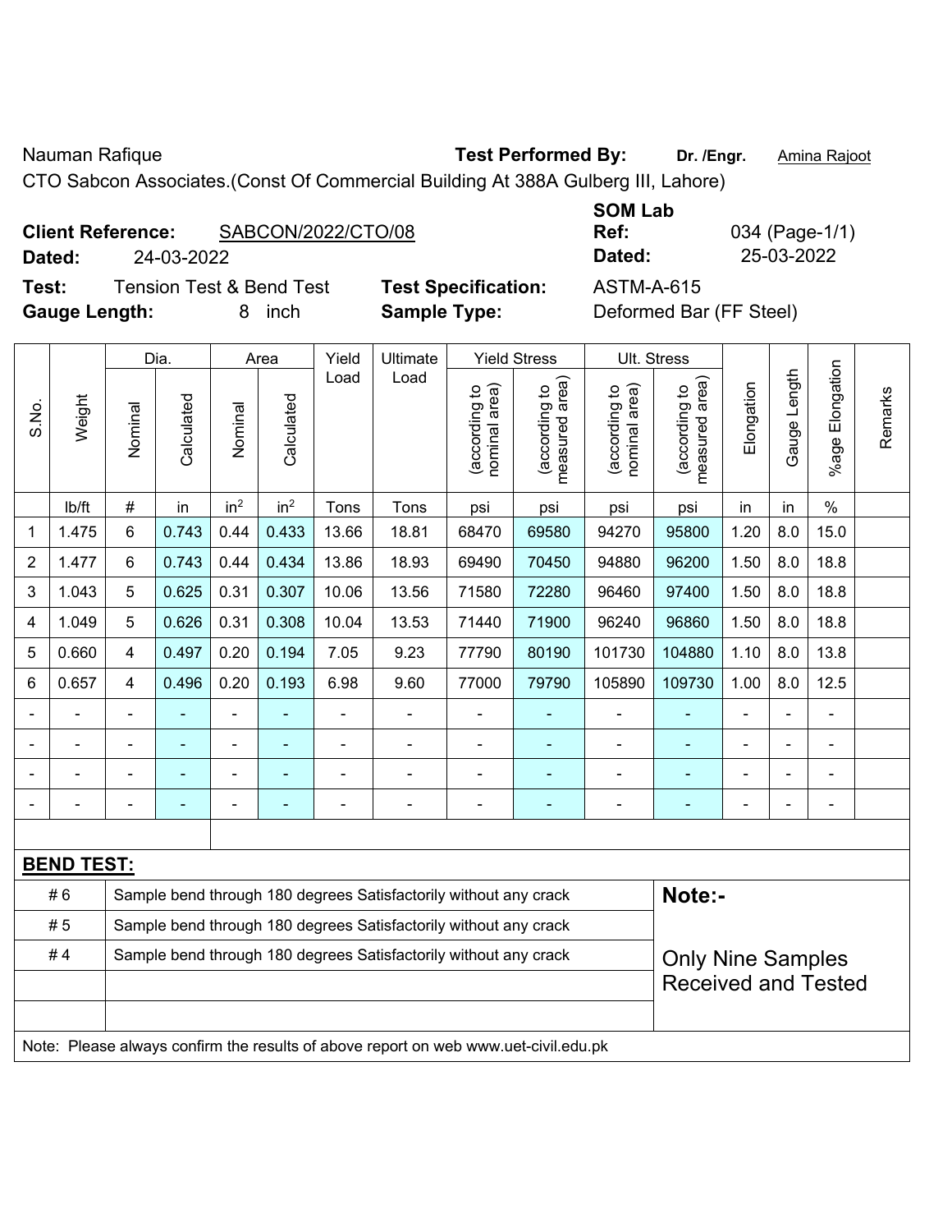Nauman Rafique

**Test Performed By:** **Dr. /Engr.** Amina Rajoot

CTO Sabcon Associates.(Const Of Commercial Building At 388A Gulberg III, Lahore)

**Client Reference:** SABCON/2022/CTO/08

**Dated:** 24-03-2022

**SOM Lab Ref:** 034 (Page-1/1)

**Dated:** 25-03-2022

**Test:** Tension Test & Bend Test

**Test Specification:** ASTM-A-615

**Gauge Length:** 8 inch

**Sample Type:** Deformed Bar (FF Steel)

| S.No. | Weight | Dia. | | Area | | Yield Load | Ultimate Load | Yield Stress | | Ult. Stress | | Elongation | Gauge Length | %age Elongation | Remarks |
|---|---|---|---|---|---|---|---|---|---|---|---|---|---|---|---|
| | | Nominal | Calculated | Nominal | Calculated | | | (according to nominal area) | (according to measured area) | (according to nominal area) | (according to measured area) | | | | |
| | lb/ft | # | in | in² | in² | Tons | Tons | psi | psi | psi | psi | in | in | % | |
| 1 | 1.475 | 6 | 0.743 | 0.44 | 0.433 | 13.66 | 18.81 | 68470 | 69580 | 94270 | 95800 | 1.20 | 8.0 | 15.0 | |
| 2 | 1.477 | 6 | 0.743 | 0.44 | 0.434 | 13.86 | 18.93 | 69490 | 70450 | 94880 | 96200 | 1.50 | 8.0 | 18.8 | |
| 3 | 1.043 | 5 | 0.625 | 0.31 | 0.307 | 10.06 | 13.56 | 71580 | 72280 | 96460 | 97400 | 1.50 | 8.0 | 18.8 | |
| 4 | 1.049 | 5 | 0.626 | 0.31 | 0.308 | 10.04 | 13.53 | 71440 | 71900 | 96240 | 96860 | 1.50 | 8.0 | 18.8 | |
| 5 | 0.660 | 4 | 0.497 | 0.20 | 0.194 | 7.05 | 9.23 | 77790 | 80190 | 101730 | 104880 | 1.10 | 8.0 | 13.8 | |
| 6 | 0.657 | 4 | 0.496 | 0.20 | 0.193 | 6.98 | 9.60 | 77000 | 79790 | 105890 | 109730 | 1.00 | 8.0 | 12.5 | |
| - | - | - | - | - | - | - | - | - | - | - | - | - | - | - | |
| - | - | - | - | - | - | - | - | - | - | - | - | - | - | - | |
| - | - | - | - | - | - | - | - | - | - | - | - | - | - | - | |
| - | - | - | - | - | - | - | - | - | - | - | - | - | - | - | |

**BEND TEST:**

| | | |
|---|---|---|
| # 6 | Sample bend through 180 degrees Satisfactorily without any crack | **Note:-** |
| # 5 | Sample bend through 180 degrees Satisfactorily without any crack | |
| # 4 | Sample bend through 180 degrees Satisfactorily without any crack | Only Nine Samples Received and Tested |

Note: Please always confirm the results of above report on web www.uet-civil.edu.pk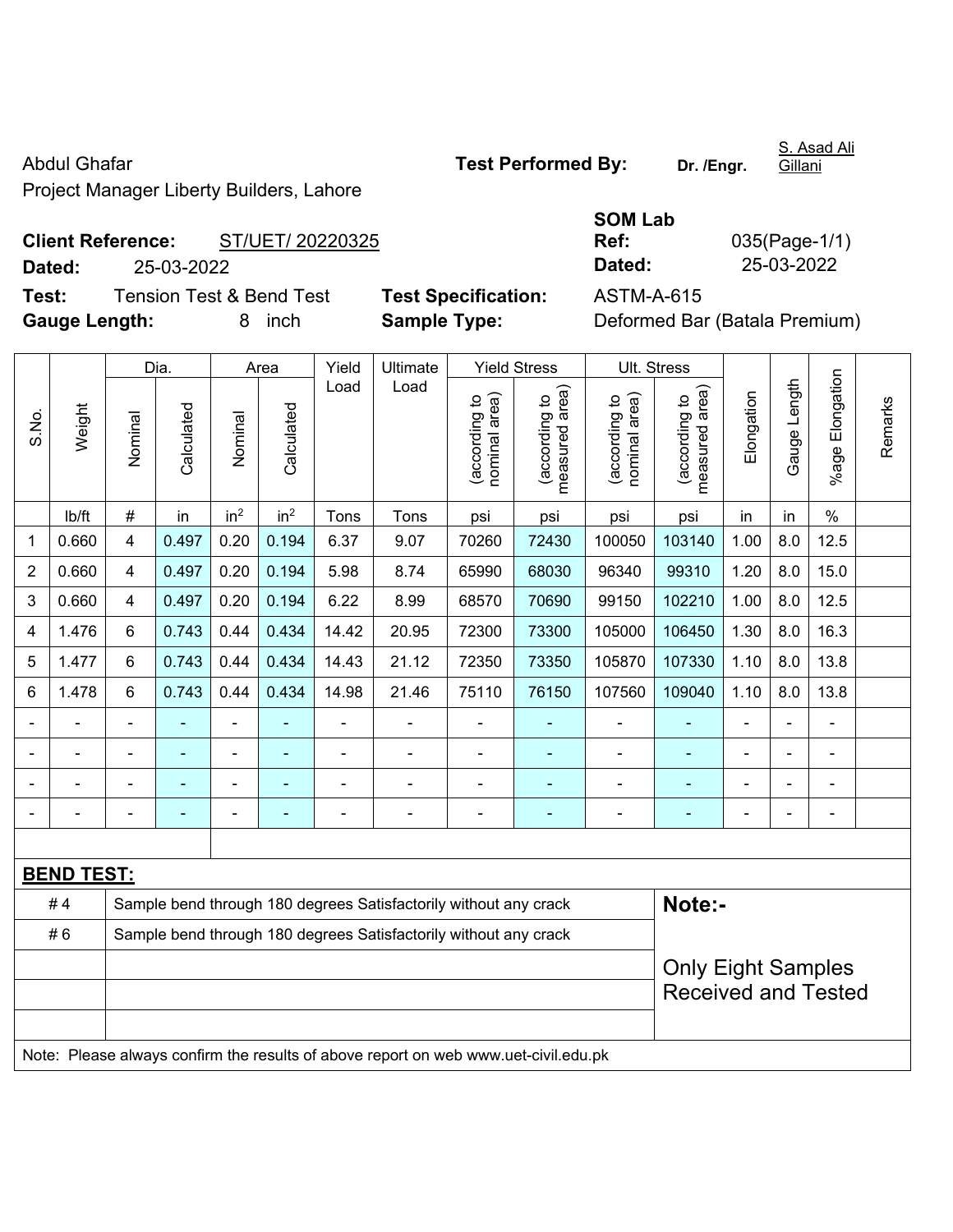Abdul Ghafar

Project Manager Liberty Builders, Lahore

**Test Performed By:** **Dr. /Engr.** S. Asad Ali Gillani

**Client Reference:** ST/UET/ 20220325

**Dated:** 25-03-2022

**SOM Lab Ref:** 035(Page-1/1)

**Dated:** 25-03-2022

**Test:** Tension Test & Bend Test

**Test Specification:** ASTM-A-615

**Gauge Length:** 8 inch

**Sample Type:** Deformed Bar (Batala Premium)

| S.No. | Weight | Dia. | | Area | | Yield Load | Ultimate Load | Yield Stress | | Ult. Stress | | Elongation | Gauge Length | %age Elongation | Remarks |
|---|---|---|---|---|---|---|---|---|---|---|---|---|---|---|---|
| | | Nominal | Calculated | Nominal | Calculated | | | (according to nominal area) | (according to measured area) | (according to nominal area) | (according to measured area) | | | | |
| | lb/ft | # | in | $in^2$ | $in^2$ | Tons | Tons | psi | psi | psi | psi | in | in | % | |
| 1 | 0.660 | 4 | 0.497 | 0.20 | 0.194 | 6.37 | 9.07 | 70260 | 72430 | 100050 | 103140 | 1.00 | 8.0 | 12.5 | |
| 2 | 0.660 | 4 | 0.497 | 0.20 | 0.194 | 5.98 | 8.74 | 65990 | 68030 | 96340 | 99310 | 1.20 | 8.0 | 15.0 | |
| 3 | 0.660 | 4 | 0.497 | 0.20 | 0.194 | 6.22 | 8.99 | 68570 | 70690 | 99150 | 102210 | 1.00 | 8.0 | 12.5 | |
| 4 | 1.476 | 6 | 0.743 | 0.44 | 0.434 | 14.42 | 20.95 | 72300 | 73300 | 105000 | 106450 | 1.30 | 8.0 | 16.3 | |
| 5 | 1.477 | 6 | 0.743 | 0.44 | 0.434 | 14.43 | 21.12 | 72350 | 73350 | 105870 | 107330 | 1.10 | 8.0 | 13.8 | |
| 6 | 1.478 | 6 | 0.743 | 0.44 | 0.434 | 14.98 | 21.46 | 75110 | 76150 | 107560 | 109040 | 1.10 | 8.0 | 13.8 | |
| - | - | - | - | - | - | - | - | - | - | - | - | - | - | - | |
| - | - | - | - | - | - | - | - | - | - | - | - | - | - | - | |
| - | - | - | - | - | - | - | - | - | - | - | - | - | - | - | |
| - | - | - | - | - | - | - | - | - | - | - | - | - | - | - | |

**BEND TEST:**

| | | |
|---|---|---|
| # 4 | Sample bend through 180 degrees Satisfactorily without any crack | **Note:-** |
| # 6 | Sample bend through 180 degrees Satisfactorily without any crack | Only Eight Samples Received and Tested |

Note: Please always confirm the results of above report on web www.uet-civil.edu.pk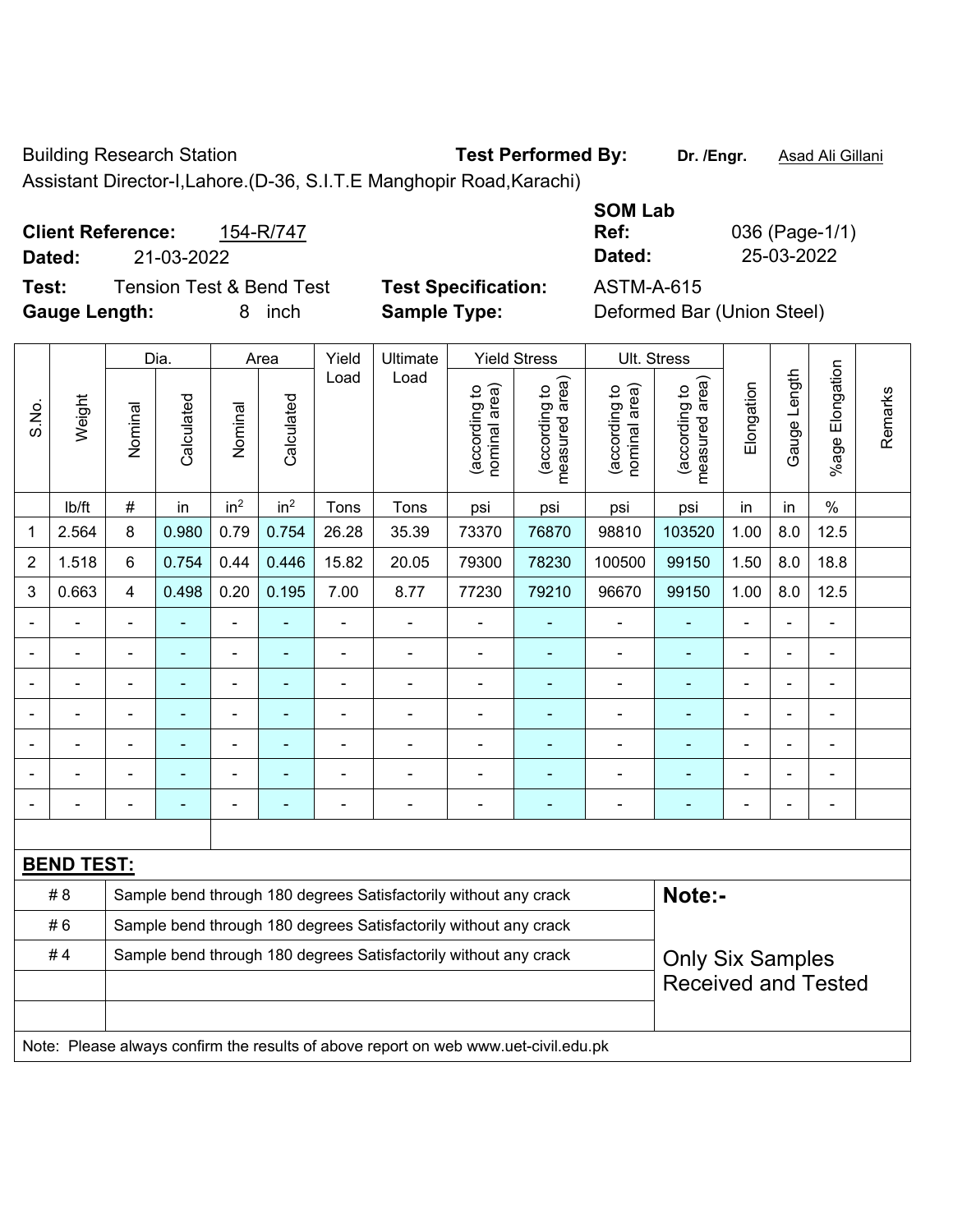Building Research Station

Assistant Director-I,Lahore.(D-36, S.I.T.E Manghopir Road,Karachi)

**Test Performed By:** **Dr. /Engr.** Asad Ali Gillani

**SOM Lab**

**Client Reference:** 154-R/747

**Dated:** 21-03-2022

**Ref:** 036 (Page-1/1)

**Dated:** 25-03-2022

**Test:** Tension Test & Bend Test

**Gauge Length:** 8 inch

**Test Specification:** ASTM-A-615

**Sample Type:** Deformed Bar (Union Steel)

| S.No. | Weight | Dia. | | Area | | Yield Load | Ultimate Load | Yield Stress | | Ult. Stress | | Elongation | Gauge Length | %age Elongation | Remarks |
|---|---|---|---|---|---|---|---|---|---|---|---|---|---|---|---|
| | | Nominal | Calculated | Nominal | Calculated | | | (according to nominal area) | (according to measured area) | (according to nominal area) | (according to measured area) | | | | |
| | lb/ft | # | in | $in^2$ | $in^2$ | Tons | Tons | psi | psi | psi | psi | in | in | % | |
| 1 | 2.564 | 8 | 0.980 | 0.79 | 0.754 | 26.28 | 35.39 | 73370 | 76870 | 98810 | 103520 | 1.00 | 8.0 | 12.5 | |
| 2 | 1.518 | 6 | 0.754 | 0.44 | 0.446 | 15.82 | 20.05 | 79300 | 78230 | 100500 | 99150 | 1.50 | 8.0 | 18.8 | |
| 3 | 0.663 | 4 | 0.498 | 0.20 | 0.195 | 7.00 | 8.77 | 77230 | 79210 | 96670 | 99150 | 1.00 | 8.0 | 12.5 | |
| - | - | - | - | - | - | - | - | - | - | - | - | - | - | - | |
| - | - | - | - | - | - | - | - | - | - | - | - | - | - | - | |
| - | - | - | - | - | - | - | - | - | - | - | - | - | - | - | |
| - | - | - | - | - | - | - | - | - | - | - | - | - | - | - | |
| - | - | - | - | - | - | - | - | - | - | - | - | - | - | - | |
| - | - | - | - | - | - | - | - | - | - | - | - | - | - | - | |
| - | - | - | - | - | - | - | - | - | - | - | - | - | - | - | |

**BEND TEST:**

| | | |
|---|---|---|
| # 8 | Sample bend through 180 degrees Satisfactorily without any crack | **Note:-** |
| # 6 | Sample bend through 180 degrees Satisfactorily without any crack | |
| # 4 | Sample bend through 180 degrees Satisfactorily without any crack | Only Six Samples Received and Tested |
| | | |
| | | |

Note: Please always confirm the results of above report on web www.uet-civil.edu.pk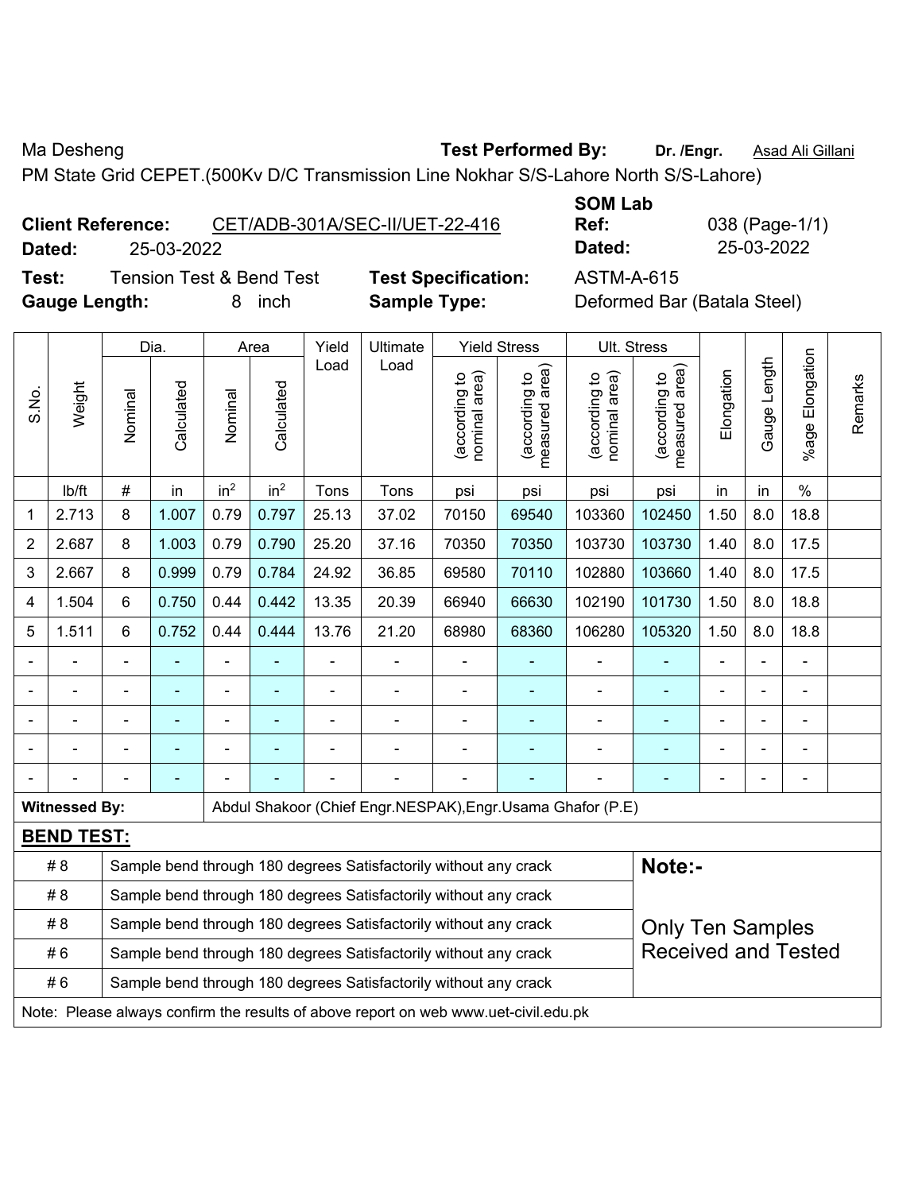Ma Desheng **Test Performed By:** **Dr. /Engr.** Asad Ali Gillani

PM State Grid CEPET.(500Kv D/C Transmission Line Nokhar S/S-Lahore North S/S-Lahore)

**Client Reference:** CET/ADB-301A/SEC-II/UET-22-416

**Dated:** 25-03-2022

**SOM Lab Ref:** 038 (Page-1/1)

**Dated:** 25-03-2022

**Test:** Tension Test & Bend Test

**Test Specification:** ASTM-A-615

**Gauge Length:** 8 inch

**Sample Type:** Deformed Bar (Batala Steel)

| S.No. | Weight | Dia. | | Area | | Yield Load | Ultimate Load | Yield Stress | | Ult. Stress | | Elongation | Gauge Length | %age Elongation | Remarks |
|---|---|---|---|---|---|---|---|---|---|---|---|---|---|---|---|
| | | Nominal | Calculated | Nominal | Calculated | | | (according to nominal area) | (according to measured area) | (according to nominal area) | (according to measured area) | | | | |
| | lb/ft | # | in | $in^2$ | $in^2$ | Tons | Tons | psi | psi | psi | psi | in | in | % | |
| 1 | 2.713 | 8 | 1.007 | 0.79 | 0.797 | 25.13 | 37.02 | 70150 | 69540 | 103360 | 102450 | 1.50 | 8.0 | 18.8 | |
| 2 | 2.687 | 8 | 1.003 | 0.79 | 0.790 | 25.20 | 37.16 | 70350 | 70350 | 103730 | 103730 | 1.40 | 8.0 | 17.5 | |
| 3 | 2.667 | 8 | 0.999 | 0.79 | 0.784 | 24.92 | 36.85 | 69580 | 70110 | 102880 | 103660 | 1.40 | 8.0 | 17.5 | |
| 4 | 1.504 | 6 | 0.750 | 0.44 | 0.442 | 13.35 | 20.39 | 66940 | 66630 | 102190 | 101730 | 1.50 | 8.0 | 18.8 | |
| 5 | 1.511 | 6 | 0.752 | 0.44 | 0.444 | 13.76 | 21.20 | 68980 | 68360 | 106280 | 105320 | 1.50 | 8.0 | 18.8 | |
| - | - | - | - | - | - | - | - | - | - | - | - | - | - | - | |
| - | - | - | - | - | - | - | - | - | - | - | - | - | - | - | |
| - | - | - | - | - | - | - | - | - | - | - | - | - | - | - | |
| - | - | - | - | - | - | - | - | - | - | - | - | - | - | - | |
| - | - | - | - | - | - | - | - | - | - | - | - | - | - | - | |

**Witnessed By:** Abdul Shakoor (Chief Engr.NESPAK),Engr.Usama Ghafor (P.E)

**BEND TEST:**

| Bar | Result |
|---|---|
| # 8 | Sample bend through 180 degrees Satisfactorily without any crack |
| # 8 | Sample bend through 180 degrees Satisfactorily without any crack |
| # 8 | Sample bend through 180 degrees Satisfactorily without any crack |
| # 6 | Sample bend through 180 degrees Satisfactorily without any crack |
| # 6 | Sample bend through 180 degrees Satisfactorily without any crack |

**Note:-**

Only Ten Samples Received and Tested

Note: Please always confirm the results of above report on web www.uet-civil.edu.pk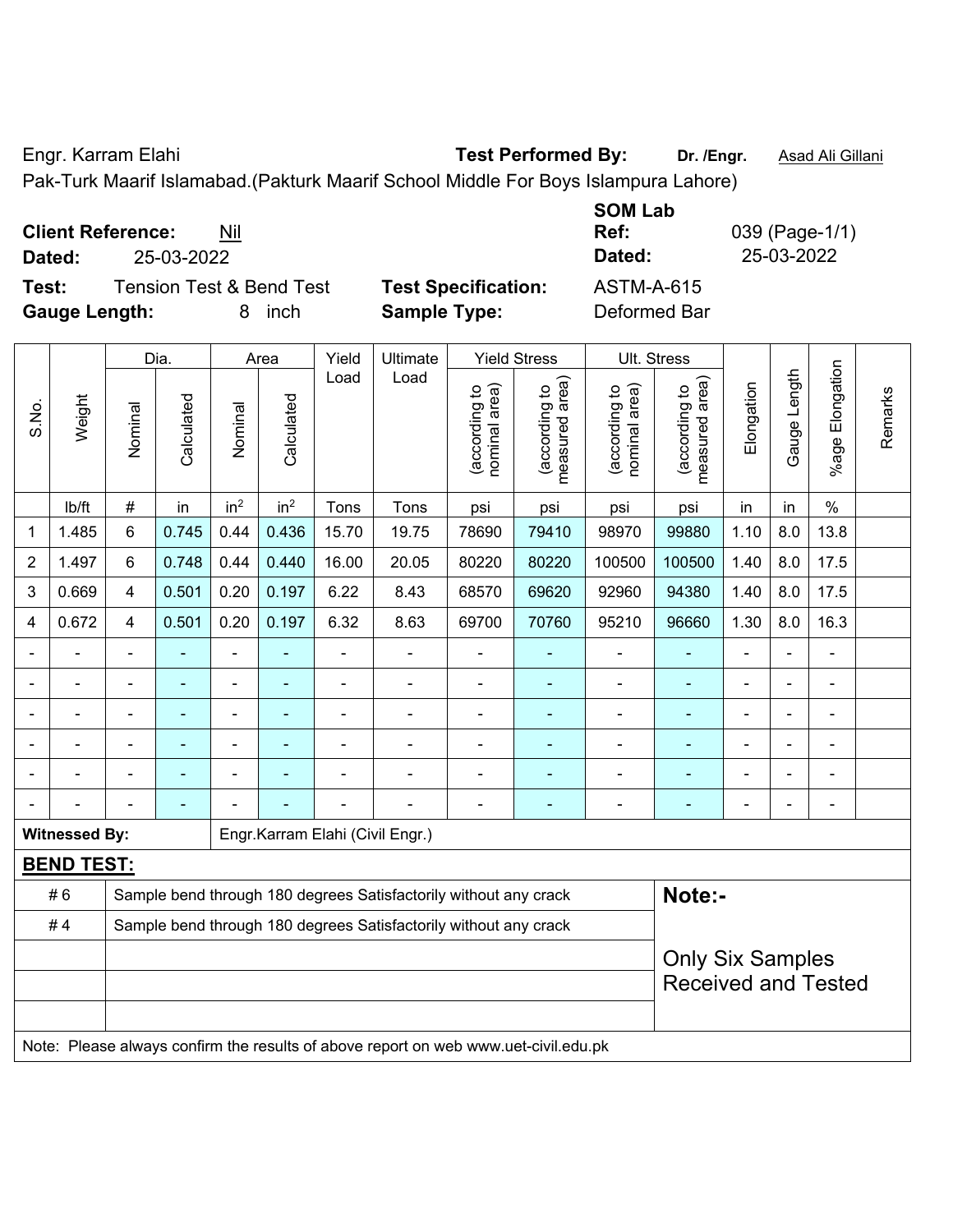Engr. Karram Elahi **Test Performed By:** **Dr. /Engr.** Asad Ali Gillani

Pak-Turk Maarif Islamabad.(Pakturk Maarif School Middle For Boys Islampura Lahore)

**Client Reference:** Nil

**Dated:** 25-03-2022

**SOM Lab Ref:** 039 (Page-1/1)

**Dated:** 25-03-2022

**Test:** Tension Test & Bend Test

**Test Specification:** ASTM-A-615

**Gauge Length:** 8 inch

**Sample Type:** Deformed Bar

| S.No. | Weight | Dia. | | Area | | Yield Load | Ultimate Load | Yield Stress | | Ult. Stress | | Elongation | Gauge Length | %age Elongation | Remarks |
|---|---|---|---|---|---|---|---|---|---|---|---|---|---|---|---|
| | | Nominal | Calculated | Nominal | Calculated | | | (according to nominal area) | (according to measured area) | (according to nominal area) | (according to measured area) | | | | |
| | lb/ft | # | in | in² | in² | Tons | Tons | psi | psi | psi | psi | in | in | % | |
| 1 | 1.485 | 6 | 0.745 | 0.44 | 0.436 | 15.70 | 19.75 | 78690 | 79410 | 98970 | 99880 | 1.10 | 8.0 | 13.8 | |
| 2 | 1.497 | 6 | 0.748 | 0.44 | 0.440 | 16.00 | 20.05 | 80220 | 80220 | 100500 | 100500 | 1.40 | 8.0 | 17.5 | |
| 3 | 0.669 | 4 | 0.501 | 0.20 | 0.197 | 6.22 | 8.43 | 68570 | 69620 | 92960 | 94380 | 1.40 | 8.0 | 17.5 | |
| 4 | 0.672 | 4 | 0.501 | 0.20 | 0.197 | 6.32 | 8.63 | 69700 | 70760 | 95210 | 96660 | 1.30 | 8.0 | 16.3 | |
| - | - | - | - | - | - | - | - | - | - | - | - | - | - | - | |
| - | - | - | - | - | - | - | - | - | - | - | - | - | - | - | |
| - | - | - | - | - | - | - | - | - | - | - | - | - | - | - | |
| - | - | - | - | - | - | - | - | - | - | - | - | - | - | - | |
| - | - | - | - | - | - | - | - | - | - | - | - | - | - | - | |
| - | - | - | - | - | - | - | - | - | - | - | - | - | - | - | |

**Witnessed By:** Engr.Karram Elahi (Civil Engr.)

**BEND TEST:**

| | |
|---|---|
| # 6 | Sample bend through 180 degrees Satisfactorily without any crack |
| # 4 | Sample bend through 180 degrees Satisfactorily without any crack |

**Note:-**

Only Six Samples Received and Tested

Note: Please always confirm the results of above report on web www.uet-civil.edu.pk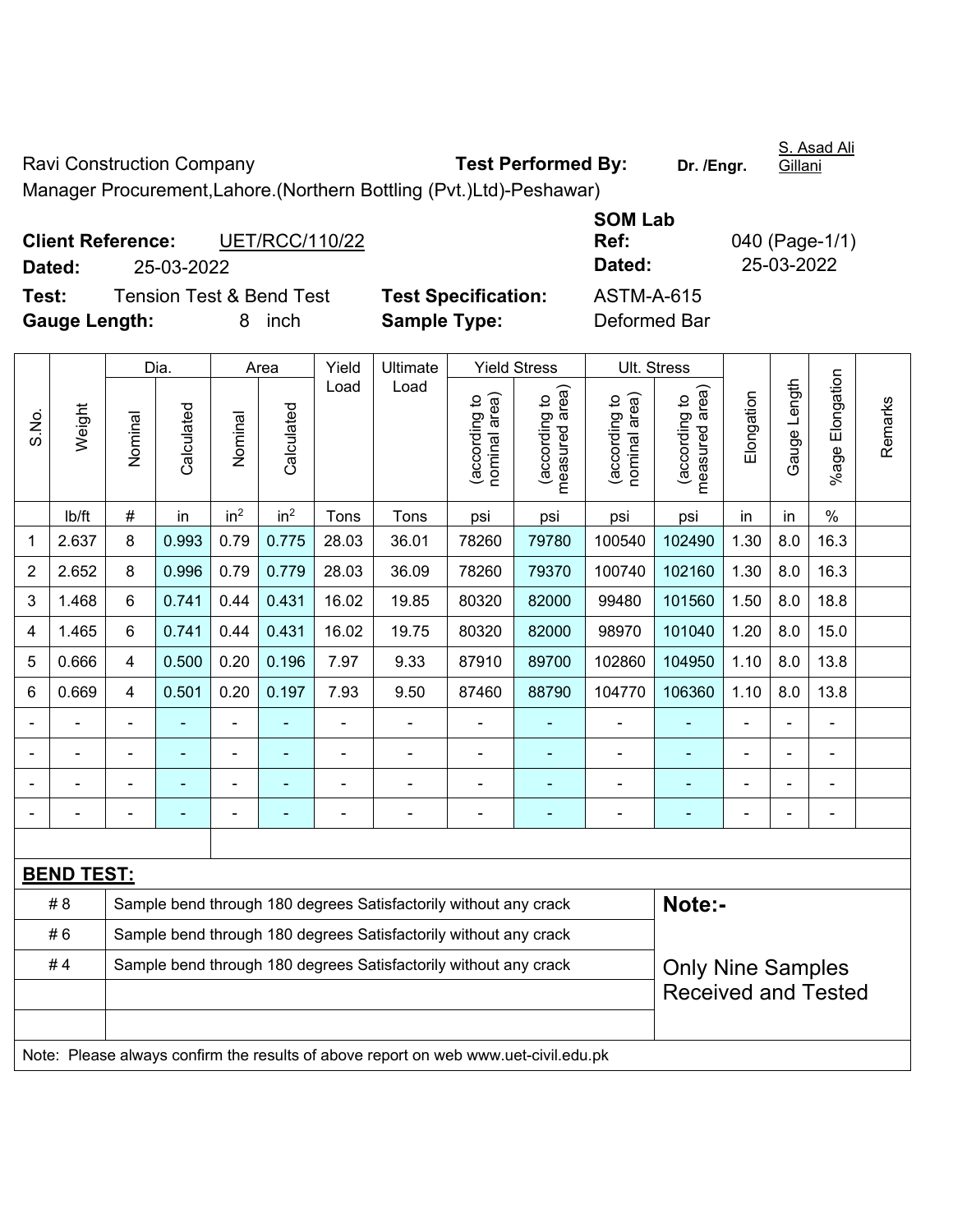Ravi Construction Company

Manager Procurement,Lahore.(Northern Bottling (Pvt.)Ltd)-Peshawar)

**Test Performed By:** Dr. /Engr. S. Asad Ali Gillani

**Client Reference:** UET/RCC/110/22

**Dated:** 25-03-2022

**SOM Lab Ref:** 040 (Page-1/1)

**Dated:** 25-03-2022

**Test:** Tension Test & Bend Test

**Test Specification:** ASTM-A-615

**Gauge Length:** 8 inch

**Sample Type:** Deformed Bar

| S.No. | Weight | Dia. | | Area | | Yield Load | Ultimate Load | Yield Stress | | Ult. Stress | | Elongation | Gauge Length | %age Elongation | Remarks |
|---|---|---|---|---|---|---|---|---|---|---|---|---|---|---|---|
| | | Nominal | Calculated | Nominal | Calculated | | | (according to nominal area) | (according to measured area) | (according to nominal area) | (according to measured area) | | | | |
| | lb/ft | # | in | $in^2$ | $in^2$ | Tons | Tons | psi | psi | psi | psi | in | in | % | |
| 1 | 2.637 | 8 | 0.993 | 0.79 | 0.775 | 28.03 | 36.01 | 78260 | 79780 | 100540 | 102490 | 1.30 | 8.0 | 16.3 | |
| 2 | 2.652 | 8 | 0.996 | 0.79 | 0.779 | 28.03 | 36.09 | 78260 | 79370 | 100740 | 102160 | 1.30 | 8.0 | 16.3 | |
| 3 | 1.468 | 6 | 0.741 | 0.44 | 0.431 | 16.02 | 19.85 | 80320 | 82000 | 99480 | 101560 | 1.50 | 8.0 | 18.8 | |
| 4 | 1.465 | 6 | 0.741 | 0.44 | 0.431 | 16.02 | 19.75 | 80320 | 82000 | 98970 | 101040 | 1.20 | 8.0 | 15.0 | |
| 5 | 0.666 | 4 | 0.500 | 0.20 | 0.196 | 7.97 | 9.33 | 87910 | 89700 | 102860 | 104950 | 1.10 | 8.0 | 13.8 | |
| 6 | 0.669 | 4 | 0.501 | 0.20 | 0.197 | 7.93 | 9.50 | 87460 | 88790 | 104770 | 106360 | 1.10 | 8.0 | 13.8 | |
| - | - | - | - | - | - | - | - | - | - | - | - | - | - | - | |
| - | - | - | - | - | - | - | - | - | - | - | - | - | - | - | |
| - | - | - | - | - | - | - | - | - | - | - | - | - | - | - | |
| - | - | - | - | - | - | - | - | - | - | - | - | - | - | - | |

**BEND TEST:**

| Bar | Result |
|---|---|
| # 8 | Sample bend through 180 degrees Satisfactorily without any crack |
| # 6 | Sample bend through 180 degrees Satisfactorily without any crack |
| # 4 | Sample bend through 180 degrees Satisfactorily without any crack |

**Note:-**

Only Nine Samples Received and Tested

Note: Please always confirm the results of above report on web www.uet-civil.edu.pk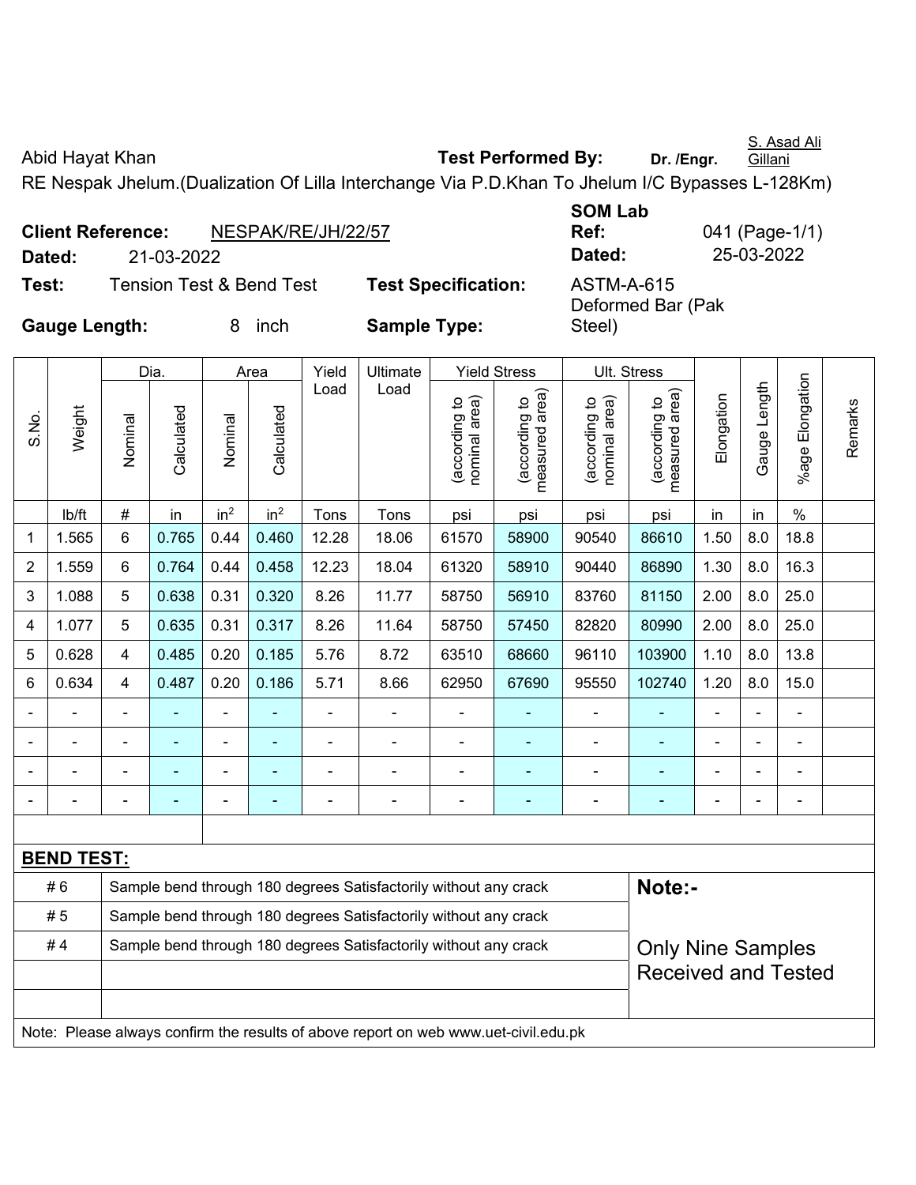Abid Hayat Khan **Test Performed By:** **Dr. /Engr.** S. Asad Ali Gillani

RE Nespak Jhelum.(Dualization Of Lilla Interchange Via P.D.Khan To Jhelum I/C Bypasses L-128Km)

**Client Reference:** NESPAK/RE/JH/22/57 **SOM Lab Ref:** 041 (Page-1/1)

**Dated:** 21-03-2022 **Dated:** 25-03-2022

**Test:** Tension Test & Bend Test **Test Specification:** ASTM-A-615

**Gauge Length:** 8 inch **Sample Type:** Deformed Bar (Pak Steel)

| S.No. | Weight | Dia. | | Area | | Yield Load | Ultimate Load | Yield Stress | | Ult. Stress | | Elongation | Gauge Length | %age Elongation | Remarks |
|---|---|---|---|---|---|---|---|---|---|---|---|---|---|---|---|
| | | Nominal | Calculated | Nominal | Calculated | | | (according to nominal area) | (according to measured area) | (according to nominal area) | (according to measured area) | | | | |
| | lb/ft | # | in | $in^2$ | $in^2$ | Tons | Tons | psi | psi | psi | psi | in | in | % | |
| 1 | 1.565 | 6 | 0.765 | 0.44 | 0.460 | 12.28 | 18.06 | 61570 | 58900 | 90540 | 86610 | 1.50 | 8.0 | 18.8 | |
| 2 | 1.559 | 6 | 0.764 | 0.44 | 0.458 | 12.23 | 18.04 | 61320 | 58910 | 90440 | 86890 | 1.30 | 8.0 | 16.3 | |
| 3 | 1.088 | 5 | 0.638 | 0.31 | 0.320 | 8.26 | 11.77 | 58750 | 56910 | 83760 | 81150 | 2.00 | 8.0 | 25.0 | |
| 4 | 1.077 | 5 | 0.635 | 0.31 | 0.317 | 8.26 | 11.64 | 58750 | 57450 | 82820 | 80990 | 2.00 | 8.0 | 25.0 | |
| 5 | 0.628 | 4 | 0.485 | 0.20 | 0.185 | 5.76 | 8.72 | 63510 | 68660 | 96110 | 103900 | 1.10 | 8.0 | 13.8 | |
| 6 | 0.634 | 4 | 0.487 | 0.20 | 0.186 | 5.71 | 8.66 | 62950 | 67690 | 95550 | 102740 | 1.20 | 8.0 | 15.0 | |
| - | - | - | - | - | - | - | - | - | - | - | - | - | - | - | |
| - | - | - | - | - | - | - | - | - | - | - | - | - | - | - | |
| - | - | - | - | - | - | - | - | - | - | - | - | - | - | - | |
| - | - | - | - | - | - | - | - | - | - | - | - | - | - | - | |

**BEND TEST:**

| | | |
|---|---|---|
| # 6 | Sample bend through 180 degrees Satisfactorily without any crack | **Note:-** |
| # 5 | Sample bend through 180 degrees Satisfactorily without any crack | |
| # 4 | Sample bend through 180 degrees Satisfactorily without any crack | Only Nine Samples Received and Tested |

Note: Please always confirm the results of above report on web www.uet-civil.edu.pk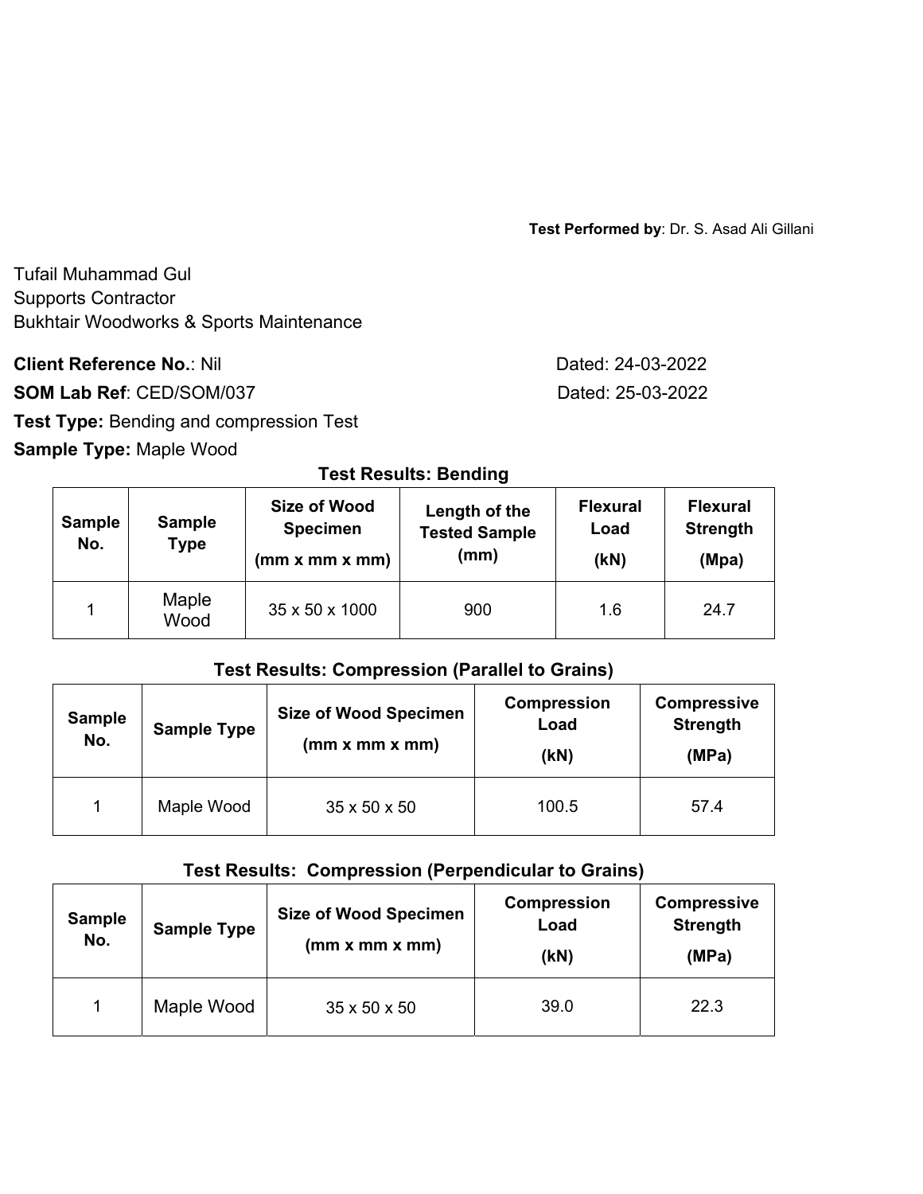**Test Performed by**: Dr. S. Asad Ali Gillani

Tufail Muhammad Gul
Supports Contractor
Bukhtair Woodworks & Sports Maintenance

**Client Reference No.**: Nil — Dated: 24-03-2022

**SOM Lab Ref**: CED/SOM/037 — Dated: 25-03-2022

**Test Type:** Bending and compression Test

**Sample Type:** Maple Wood

**Test Results: Bending**

| Sample No. | Sample Type | Size of Wood Specimen (mm x mm x mm) | Length of the Tested Sample (mm) | Flexural Load (kN) | Flexural Strength (Mpa) |
|---|---|---|---|---|---|
| 1 | Maple Wood | 35 x 50 x 1000 | 900 | 1.6 | 24.7 |

**Test Results: Compression (Parallel to Grains)**

| Sample No. | Sample Type | Size of Wood Specimen (mm x mm x mm) | Compression Load (kN) | Compressive Strength (MPa) |
|---|---|---|---|---|
| 1 | Maple Wood | 35 x 50 x 50 | 100.5 | 57.4 |

**Test Results: Compression (Perpendicular to Grains)**

| Sample No. | Sample Type | Size of Wood Specimen (mm x mm x mm) | Compression Load (kN) | Compressive Strength (MPa) |
|---|---|---|---|---|
| 1 | Maple Wood | 35 x 50 x 50 | 39.0 | 22.3 |